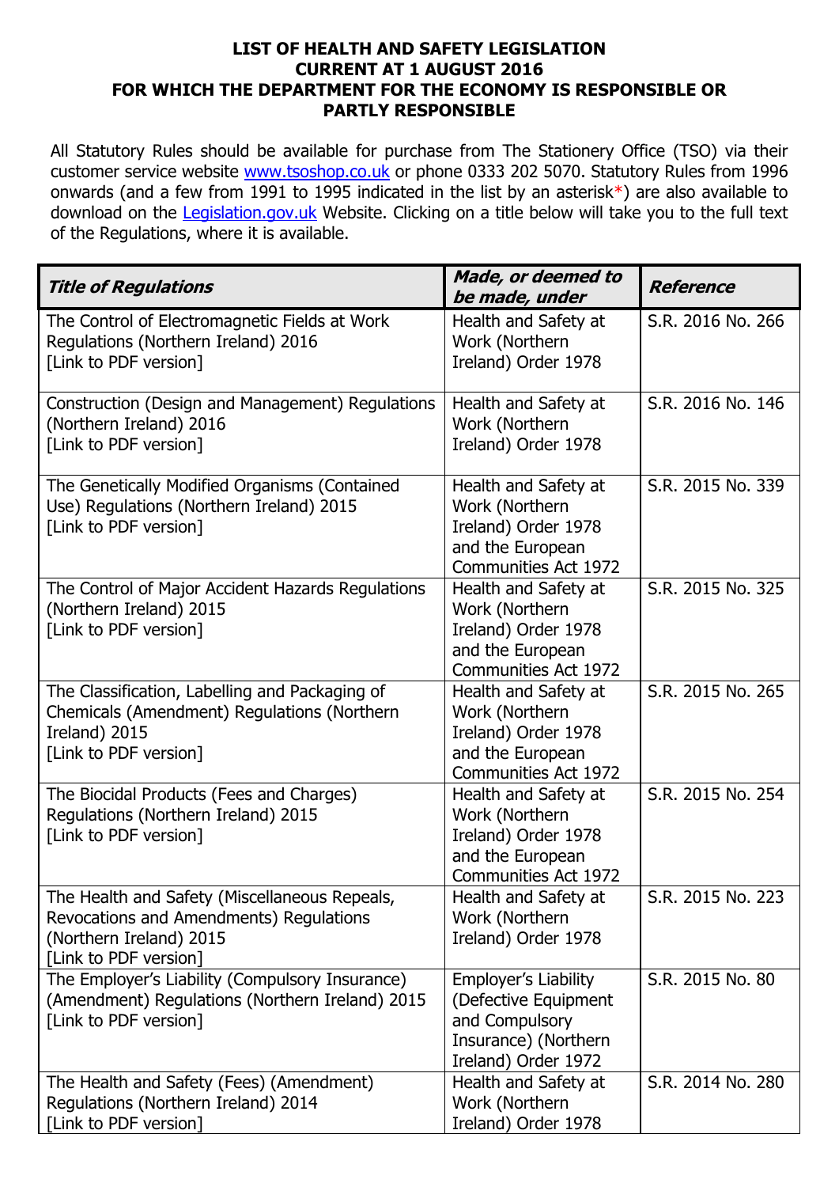**LIST OF HEALTH AND SAFETY LEGISLATION CURRENT AT 1 AUGUST 2016 FOR WHICH THE DEPARTMENT FOR THE ECONOMY IS RESPONSIBLE OR PARTLY RESPONSIBLE**

All Statutory Rules should be available for purchase from The Stationery Office (TSO) via their customer service website www.tsoshop.co.uk or phone 0333 202 5070. Statutory Rules from 1996 onwards (and a few from 1991 to 1995 indicated in the list by an asterisk*) are also available to download on the Legislation.gov.uk Website. Clicking on a title below will take you to the full text of the Regulations, where it is available.

| *Title of Regulations* | *Made, or deemed to be made, under* | *Reference* |
|---|---|---|
| The Control of Electromagnetic Fields at Work Regulations (Northern Ireland) 2016 [Link to PDF version] | Health and Safety at Work (Northern Ireland) Order 1978 | S.R. 2016 No. 266 |
| Construction (Design and Management) Regulations (Northern Ireland) 2016 [Link to PDF version] | Health and Safety at Work (Northern Ireland) Order 1978 | S.R. 2016 No. 146 |
| The Genetically Modified Organisms (Contained Use) Regulations (Northern Ireland) 2015 [Link to PDF version] | Health and Safety at Work (Northern Ireland) Order 1978 and the European Communities Act 1972 | S.R. 2015 No. 339 |
| The Control of Major Accident Hazards Regulations (Northern Ireland) 2015 [Link to PDF version] | Health and Safety at Work (Northern Ireland) Order 1978 and the European Communities Act 1972 | S.R. 2015 No. 325 |
| The Classification, Labelling and Packaging of Chemicals (Amendment) Regulations (Northern Ireland) 2015 [Link to PDF version] | Health and Safety at Work (Northern Ireland) Order 1978 and the European Communities Act 1972 | S.R. 2015 No. 265 |
| The Biocidal Products (Fees and Charges) Regulations (Northern Ireland) 2015 [Link to PDF version] | Health and Safety at Work (Northern Ireland) Order 1978 and the European Communities Act 1972 | S.R. 2015 No. 254 |
| The Health and Safety (Miscellaneous Repeals, Revocations and Amendments) Regulations (Northern Ireland) 2015 [Link to PDF version] | Health and Safety at Work (Northern Ireland) Order 1978 | S.R. 2015 No. 223 |
| The Employer's Liability (Compulsory Insurance) (Amendment) Regulations (Northern Ireland) 2015 [Link to PDF version] | Employer's Liability (Defective Equipment and Compulsory Insurance) (Northern Ireland) Order 1972 | S.R. 2015 No. 80 |
| The Health and Safety (Fees) (Amendment) Regulations (Northern Ireland) 2014 [Link to PDF version] | Health and Safety at Work (Northern Ireland) Order 1978 | S.R. 2014 No. 280 |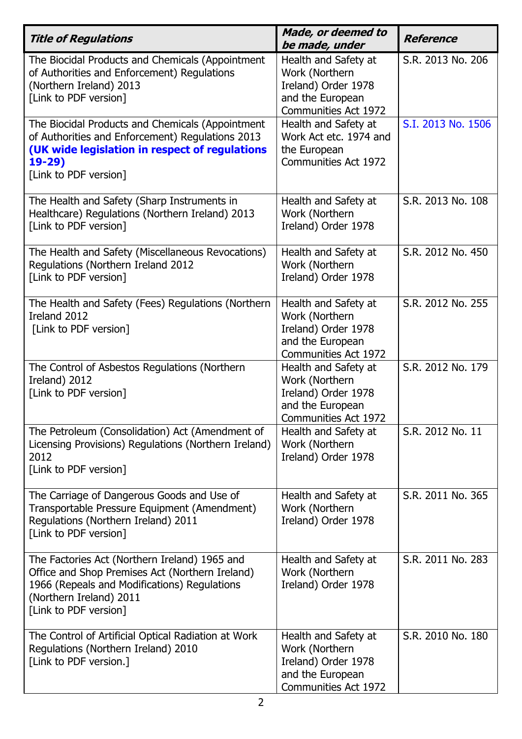| ***Title of Regulations*** | ***Made, or deemed to be made, under*** | ***Reference*** |
|---|---|---|
| The Biocidal Products and Chemicals (Appointment of Authorities and Enforcement) Regulations (Northern Ireland) 2013 [Link to PDF version] | Health and Safety at Work (Northern Ireland) Order 1978 and the European Communities Act 1972 | S.R. 2013 No. 206 |
| The Biocidal Products and Chemicals (Appointment of Authorities and Enforcement) Regulations 2013 **(UK wide legislation in respect of regulations 19-29)** [Link to PDF version] | Health and Safety at Work Act etc. 1974 and the European Communities Act 1972 | S.I. 2013 No. 1506 |
| The Health and Safety (Sharp Instruments in Healthcare) Regulations (Northern Ireland) 2013 [Link to PDF version] | Health and Safety at Work (Northern Ireland) Order 1978 | S.R. 2013 No. 108 |
| The Health and Safety (Miscellaneous Revocations) Regulations (Northern Ireland 2012 [Link to PDF version] | Health and Safety at Work (Northern Ireland) Order 1978 | S.R. 2012 No. 450 |
| The Health and Safety (Fees) Regulations (Northern Ireland 2012 [Link to PDF version] | Health and Safety at Work (Northern Ireland) Order 1978 and the European Communities Act 1972 | S.R. 2012 No. 255 |
| The Control of Asbestos Regulations (Northern Ireland) 2012 [Link to PDF version] | Health and Safety at Work (Northern Ireland) Order 1978 and the European Communities Act 1972 | S.R. 2012 No. 179 |
| The Petroleum (Consolidation) Act (Amendment of Licensing Provisions) Regulations (Northern Ireland) 2012 [Link to PDF version] | Health and Safety at Work (Northern Ireland) Order 1978 | S.R. 2012 No. 11 |
| The Carriage of Dangerous Goods and Use of Transportable Pressure Equipment (Amendment) Regulations (Northern Ireland) 2011 [Link to PDF version] | Health and Safety at Work (Northern Ireland) Order 1978 | S.R. 2011 No. 365 |
| The Factories Act (Northern Ireland) 1965 and Office and Shop Premises Act (Northern Ireland) 1966 (Repeals and Modifications) Regulations (Northern Ireland) 2011 [Link to PDF version] | Health and Safety at Work (Northern Ireland) Order 1978 | S.R. 2011 No. 283 |
| The Control of Artificial Optical Radiation at Work Regulations (Northern Ireland) 2010 [Link to PDF version.] | Health and Safety at Work (Northern Ireland) Order 1978 and the European Communities Act 1972 | S.R. 2010 No. 180 |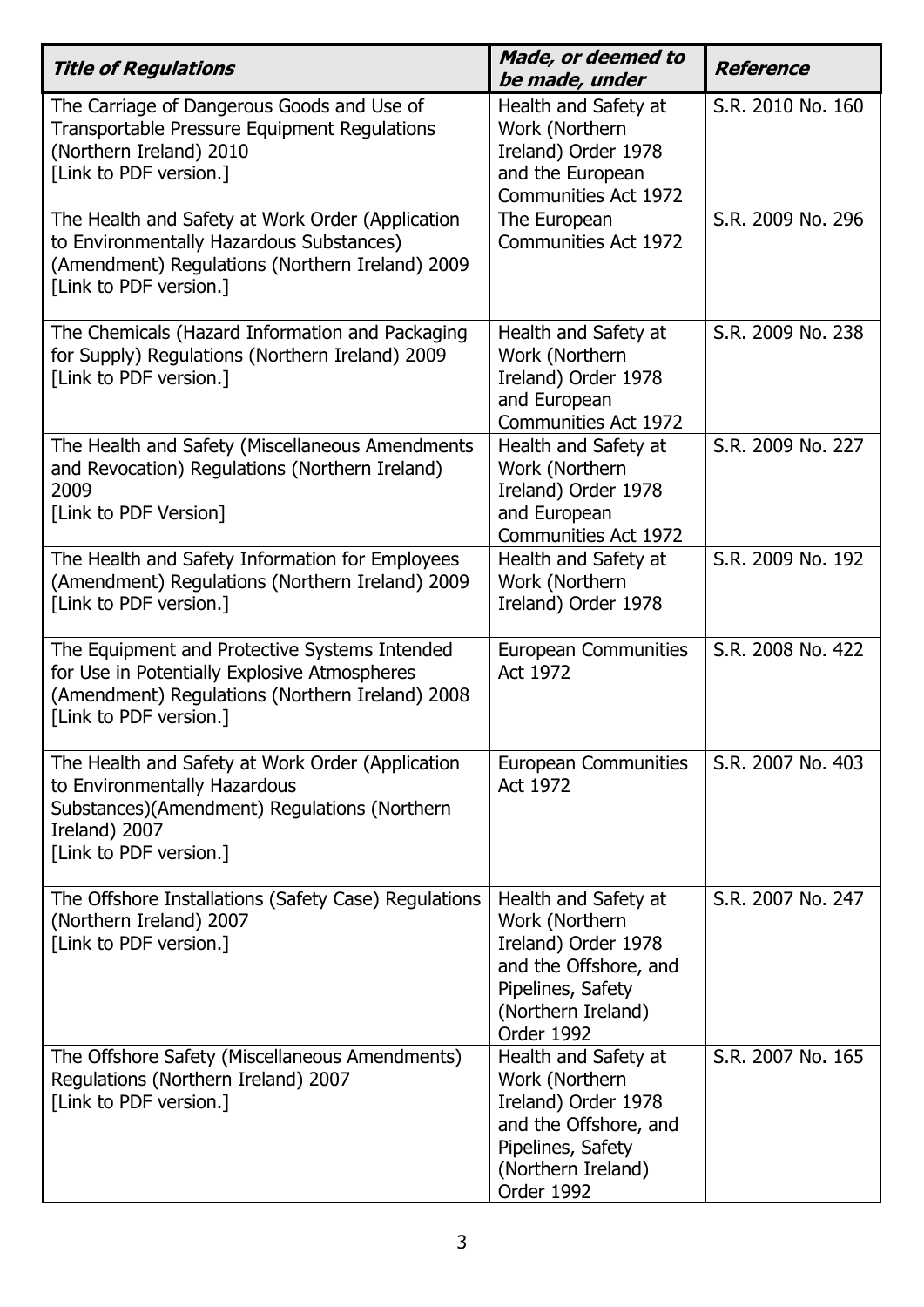| *Title of Regulations* | *Made, or deemed to be made, under* | *Reference* |
|---|---|---|
| The Carriage of Dangerous Goods and Use of Transportable Pressure Equipment Regulations (Northern Ireland) 2010 [Link to PDF version.] | Health and Safety at Work (Northern Ireland) Order 1978 and the European Communities Act 1972 | S.R. 2010 No. 160 |
| The Health and Safety at Work Order (Application to Environmentally Hazardous Substances) (Amendment) Regulations (Northern Ireland) 2009 [Link to PDF version.] | The European Communities Act 1972 | S.R. 2009 No. 296 |
| The Chemicals (Hazard Information and Packaging for Supply) Regulations (Northern Ireland) 2009 [Link to PDF version.] | Health and Safety at Work (Northern Ireland) Order 1978 and European Communities Act 1972 | S.R. 2009 No. 238 |
| The Health and Safety (Miscellaneous Amendments and Revocation) Regulations (Northern Ireland) 2009 [Link to PDF Version] | Health and Safety at Work (Northern Ireland) Order 1978 and European Communities Act 1972 | S.R. 2009 No. 227 |
| The Health and Safety Information for Employees (Amendment) Regulations (Northern Ireland) 2009 [Link to PDF version.] | Health and Safety at Work (Northern Ireland) Order 1978 | S.R. 2009 No. 192 |
| The Equipment and Protective Systems Intended for Use in Potentially Explosive Atmospheres (Amendment) Regulations (Northern Ireland) 2008 [Link to PDF version.] | European Communities Act 1972 | S.R. 2008 No. 422 |
| The Health and Safety at Work Order (Application to Environmentally Hazardous Substances)(Amendment) Regulations (Northern Ireland) 2007 [Link to PDF version.] | European Communities Act 1972 | S.R. 2007 No. 403 |
| The Offshore Installations (Safety Case) Regulations (Northern Ireland) 2007 [Link to PDF version.] | Health and Safety at Work (Northern Ireland) Order 1978 and the Offshore, and Pipelines, Safety (Northern Ireland) Order 1992 | S.R. 2007 No. 247 |
| The Offshore Safety (Miscellaneous Amendments) Regulations (Northern Ireland) 2007 [Link to PDF version.] | Health and Safety at Work (Northern Ireland) Order 1978 and the Offshore, and Pipelines, Safety (Northern Ireland) Order 1992 | S.R. 2007 No. 165 |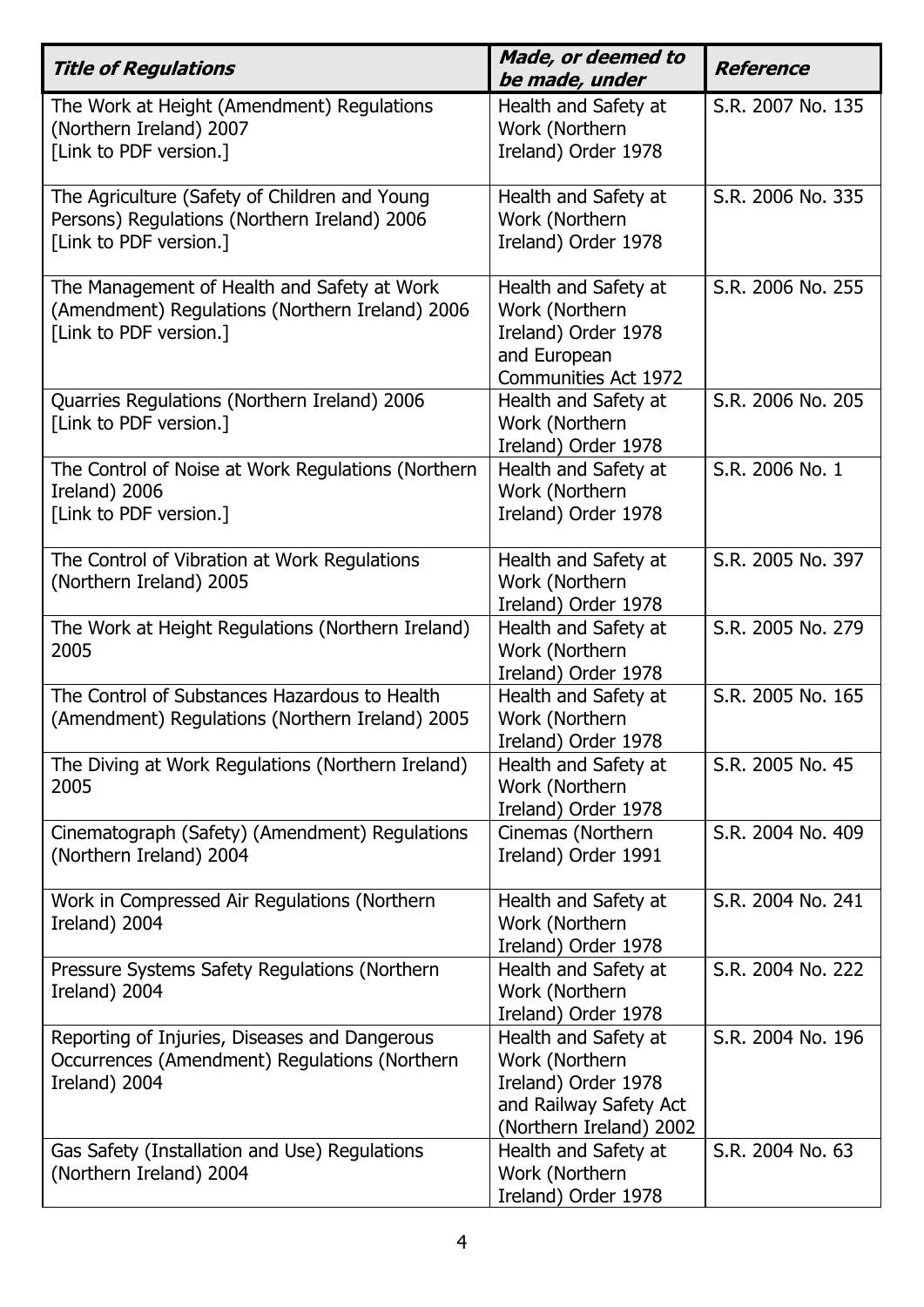| ***Title of Regulations*** | ***Made, or deemed to be made, under*** | ***Reference*** |
|---|---|---|
| The Work at Height (Amendment) Regulations (Northern Ireland) 2007 [Link to PDF version.] | Health and Safety at Work (Northern Ireland) Order 1978 | S.R. 2007 No. 135 |
| The Agriculture (Safety of Children and Young Persons) Regulations (Northern Ireland) 2006 [Link to PDF version.] | Health and Safety at Work (Northern Ireland) Order 1978 | S.R. 2006 No. 335 |
| The Management of Health and Safety at Work (Amendment) Regulations (Northern Ireland) 2006 [Link to PDF version.] | Health and Safety at Work (Northern Ireland) Order 1978 and European Communities Act 1972 | S.R. 2006 No. 255 |
| Quarries Regulations (Northern Ireland) 2006 [Link to PDF version.] | Health and Safety at Work (Northern Ireland) Order 1978 | S.R. 2006 No. 205 |
| The Control of Noise at Work Regulations (Northern Ireland) 2006 [Link to PDF version.] | Health and Safety at Work (Northern Ireland) Order 1978 | S.R. 2006 No. 1 |
| The Control of Vibration at Work Regulations (Northern Ireland) 2005 | Health and Safety at Work (Northern Ireland) Order 1978 | S.R. 2005 No. 397 |
| The Work at Height Regulations (Northern Ireland) 2005 | Health and Safety at Work (Northern Ireland) Order 1978 | S.R. 2005 No. 279 |
| The Control of Substances Hazardous to Health (Amendment) Regulations (Northern Ireland) 2005 | Health and Safety at Work (Northern Ireland) Order 1978 | S.R. 2005 No. 165 |
| The Diving at Work Regulations (Northern Ireland) 2005 | Health and Safety at Work (Northern Ireland) Order 1978 | S.R. 2005 No. 45 |
| Cinematograph (Safety) (Amendment) Regulations (Northern Ireland) 2004 | Cinemas (Northern Ireland) Order 1991 | S.R. 2004 No. 409 |
| Work in Compressed Air Regulations (Northern Ireland) 2004 | Health and Safety at Work (Northern Ireland) Order 1978 | S.R. 2004 No. 241 |
| Pressure Systems Safety Regulations (Northern Ireland) 2004 | Health and Safety at Work (Northern Ireland) Order 1978 | S.R. 2004 No. 222 |
| Reporting of Injuries, Diseases and Dangerous Occurrences (Amendment) Regulations (Northern Ireland) 2004 | Health and Safety at Work (Northern Ireland) Order 1978 and Railway Safety Act (Northern Ireland) 2002 | S.R. 2004 No. 196 |
| Gas Safety (Installation and Use) Regulations (Northern Ireland) 2004 | Health and Safety at Work (Northern Ireland) Order 1978 | S.R. 2004 No. 63 |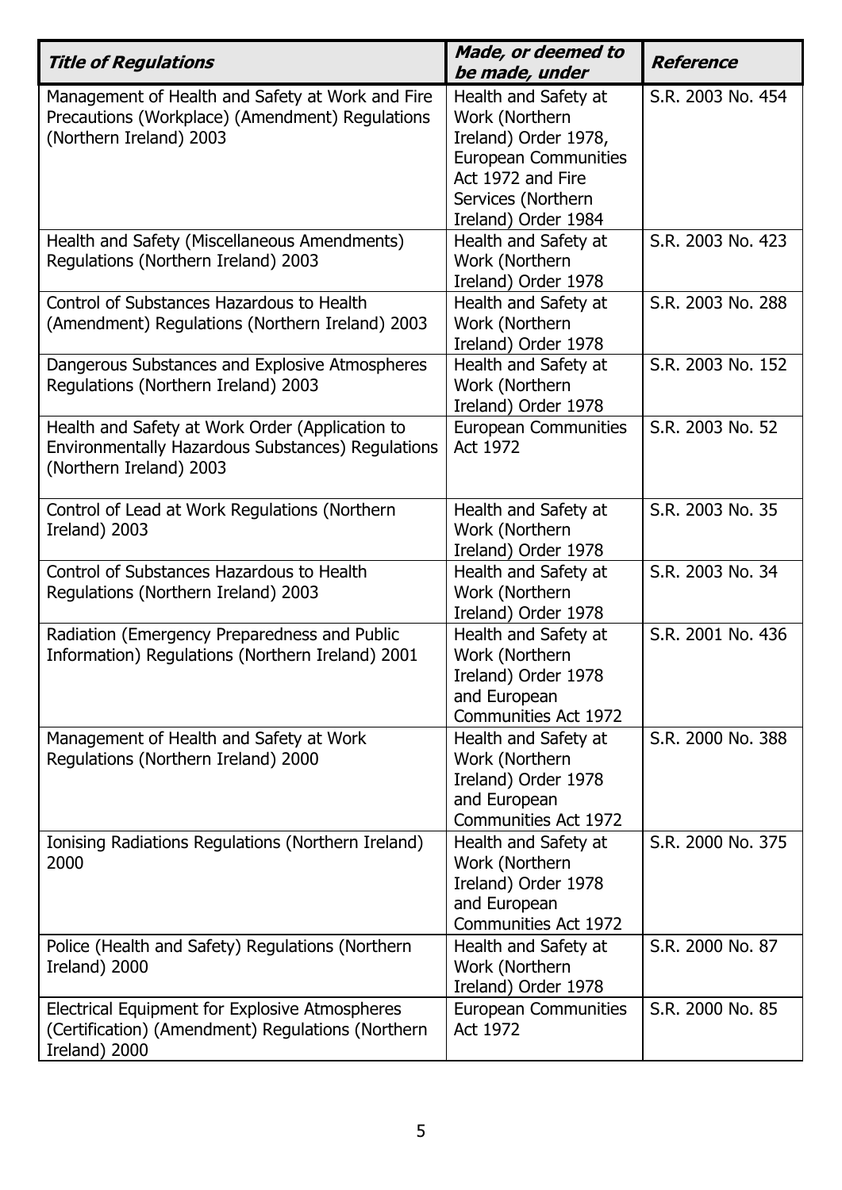| *Title of Regulations* | *Made, or deemed to be made, under* | *Reference* |
|---|---|---|
| Management of Health and Safety at Work and Fire Precautions (Workplace) (Amendment) Regulations (Northern Ireland) 2003 | Health and Safety at Work (Northern Ireland) Order 1978, European Communities Act 1972 and Fire Services (Northern Ireland) Order 1984 | S.R. 2003 No. 454 |
| Health and Safety (Miscellaneous Amendments) Regulations (Northern Ireland) 2003 | Health and Safety at Work (Northern Ireland) Order 1978 | S.R. 2003 No. 423 |
| Control of Substances Hazardous to Health (Amendment) Regulations (Northern Ireland) 2003 | Health and Safety at Work (Northern Ireland) Order 1978 | S.R. 2003 No. 288 |
| Dangerous Substances and Explosive Atmospheres Regulations (Northern Ireland) 2003 | Health and Safety at Work (Northern Ireland) Order 1978 | S.R. 2003 No. 152 |
| Health and Safety at Work Order (Application to Environmentally Hazardous Substances) Regulations (Northern Ireland) 2003 | European Communities Act 1972 | S.R. 2003 No. 52 |
| Control of Lead at Work Regulations (Northern Ireland) 2003 | Health and Safety at Work (Northern Ireland) Order 1978 | S.R. 2003 No. 35 |
| Control of Substances Hazardous to Health Regulations (Northern Ireland) 2003 | Health and Safety at Work (Northern Ireland) Order 1978 | S.R. 2003 No. 34 |
| Radiation (Emergency Preparedness and Public Information) Regulations (Northern Ireland) 2001 | Health and Safety at Work (Northern Ireland) Order 1978 and European Communities Act 1972 | S.R. 2001 No. 436 |
| Management of Health and Safety at Work Regulations (Northern Ireland) 2000 | Health and Safety at Work (Northern Ireland) Order 1978 and European Communities Act 1972 | S.R. 2000 No. 388 |
| Ionising Radiations Regulations (Northern Ireland) 2000 | Health and Safety at Work (Northern Ireland) Order 1978 and European Communities Act 1972 | S.R. 2000 No. 375 |
| Police (Health and Safety) Regulations (Northern Ireland) 2000 | Health and Safety at Work (Northern Ireland) Order 1978 | S.R. 2000 No. 87 |
| Electrical Equipment for Explosive Atmospheres (Certification) (Amendment) Regulations (Northern Ireland) 2000 | European Communities Act 1972 | S.R. 2000 No. 85 |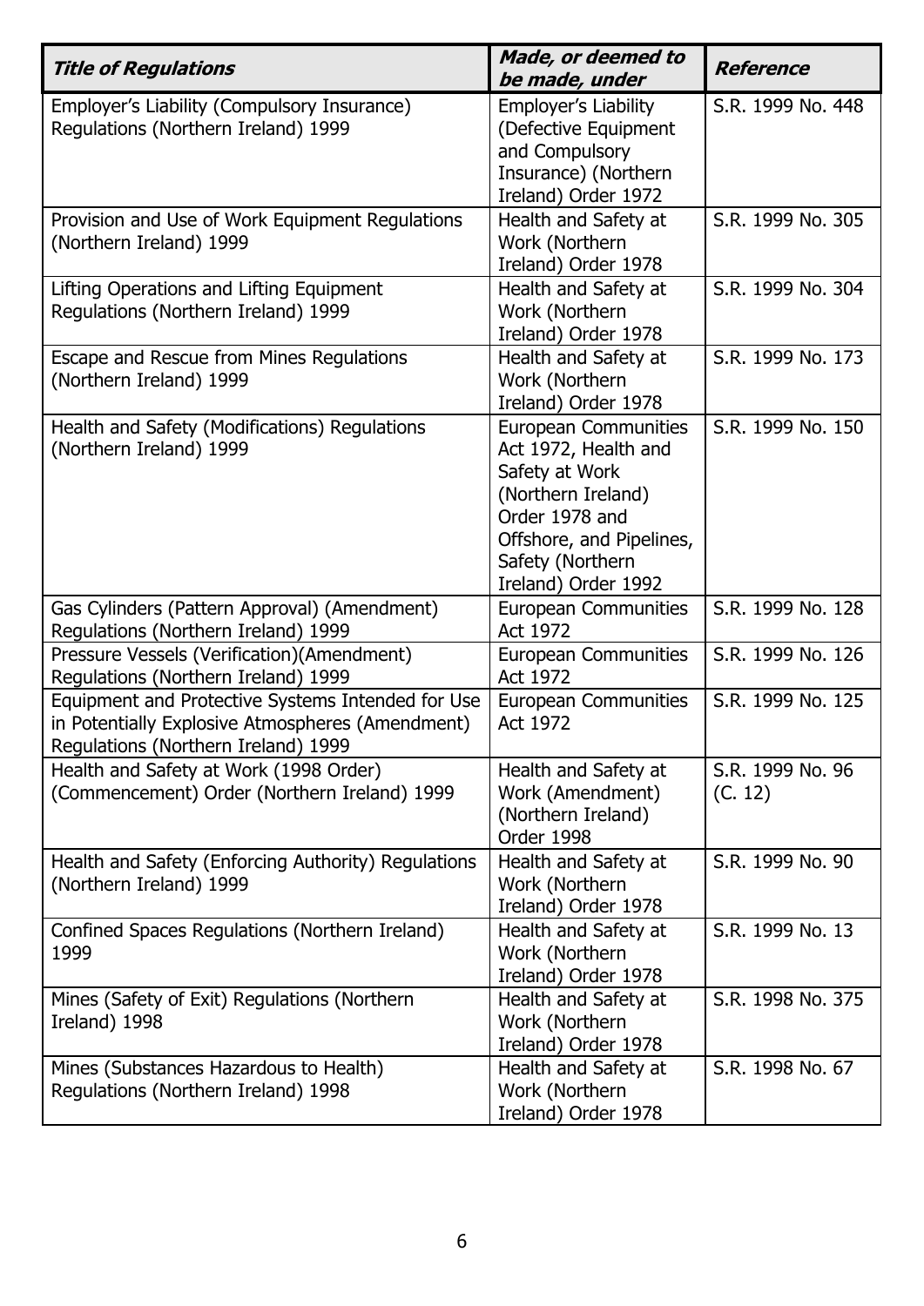| *Title of Regulations* | *Made, or deemed to be made, under* | *Reference* |
|---|---|---|
| Employer's Liability (Compulsory Insurance) Regulations (Northern Ireland) 1999 | Employer's Liability (Defective Equipment and Compulsory Insurance) (Northern Ireland) Order 1972 | S.R. 1999 No. 448 |
| Provision and Use of Work Equipment Regulations (Northern Ireland) 1999 | Health and Safety at Work (Northern Ireland) Order 1978 | S.R. 1999 No. 305 |
| Lifting Operations and Lifting Equipment Regulations (Northern Ireland) 1999 | Health and Safety at Work (Northern Ireland) Order 1978 | S.R. 1999 No. 304 |
| Escape and Rescue from Mines Regulations (Northern Ireland) 1999 | Health and Safety at Work (Northern Ireland) Order 1978 | S.R. 1999 No. 173 |
| Health and Safety (Modifications) Regulations (Northern Ireland) 1999 | European Communities Act 1972, Health and Safety at Work (Northern Ireland) Order 1978 and Offshore, and Pipelines, Safety (Northern Ireland) Order 1992 | S.R. 1999 No. 150 |
| Gas Cylinders (Pattern Approval) (Amendment) Regulations (Northern Ireland) 1999 | European Communities Act 1972 | S.R. 1999 No. 128 |
| Pressure Vessels (Verification)(Amendment) Regulations (Northern Ireland) 1999 | European Communities Act 1972 | S.R. 1999 No. 126 |
| Equipment and Protective Systems Intended for Use in Potentially Explosive Atmospheres (Amendment) Regulations (Northern Ireland) 1999 | European Communities Act 1972 | S.R. 1999 No. 125 |
| Health and Safety at Work (1998 Order) (Commencement) Order (Northern Ireland) 1999 | Health and Safety at Work (Amendment) (Northern Ireland) Order 1998 | S.R. 1999 No. 96 (C. 12) |
| Health and Safety (Enforcing Authority) Regulations (Northern Ireland) 1999 | Health and Safety at Work (Northern Ireland) Order 1978 | S.R. 1999 No. 90 |
| Confined Spaces Regulations (Northern Ireland) 1999 | Health and Safety at Work (Northern Ireland) Order 1978 | S.R. 1999 No. 13 |
| Mines (Safety of Exit) Regulations (Northern Ireland) 1998 | Health and Safety at Work (Northern Ireland) Order 1978 | S.R. 1998 No. 375 |
| Mines (Substances Hazardous to Health) Regulations (Northern Ireland) 1998 | Health and Safety at Work (Northern Ireland) Order 1978 | S.R. 1998 No. 67 |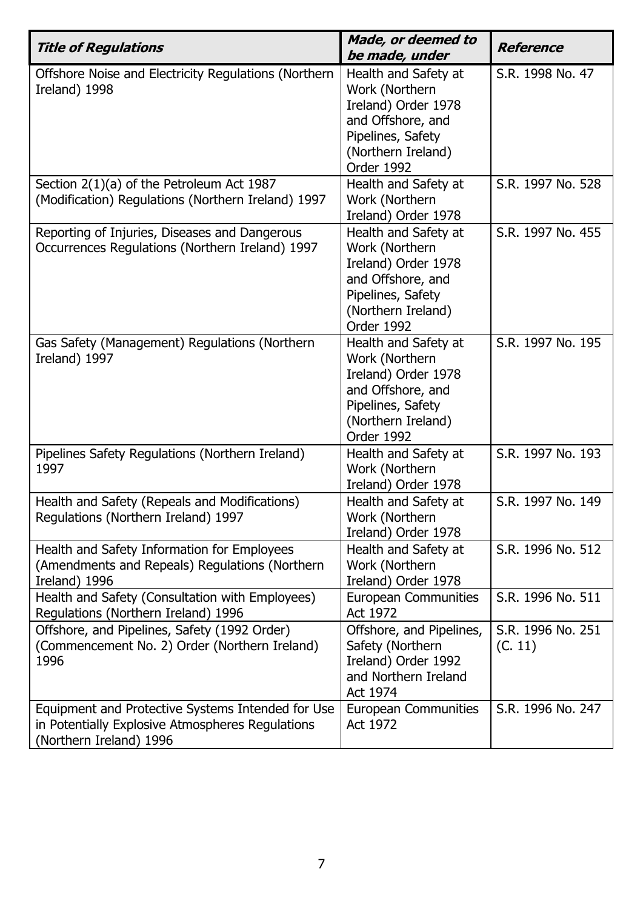| *Title of Regulations* | *Made, or deemed to be made, under* | *Reference* |
|---|---|---|
| Offshore Noise and Electricity Regulations (Northern Ireland) 1998 | Health and Safety at Work (Northern Ireland) Order 1978 and Offshore, and Pipelines, Safety (Northern Ireland) Order 1992 | S.R. 1998 No. 47 |
| Section 2(1)(a) of the Petroleum Act 1987 (Modification) Regulations (Northern Ireland) 1997 | Health and Safety at Work (Northern Ireland) Order 1978 | S.R. 1997 No. 528 |
| Reporting of Injuries, Diseases and Dangerous Occurrences Regulations (Northern Ireland) 1997 | Health and Safety at Work (Northern Ireland) Order 1978 and Offshore, and Pipelines, Safety (Northern Ireland) Order 1992 | S.R. 1997 No. 455 |
| Gas Safety (Management) Regulations (Northern Ireland) 1997 | Health and Safety at Work (Northern Ireland) Order 1978 and Offshore, and Pipelines, Safety (Northern Ireland) Order 1992 | S.R. 1997 No. 195 |
| Pipelines Safety Regulations (Northern Ireland) 1997 | Health and Safety at Work (Northern Ireland) Order 1978 | S.R. 1997 No. 193 |
| Health and Safety (Repeals and Modifications) Regulations (Northern Ireland) 1997 | Health and Safety at Work (Northern Ireland) Order 1978 | S.R. 1997 No. 149 |
| Health and Safety Information for Employees (Amendments and Repeals) Regulations (Northern Ireland) 1996 | Health and Safety at Work (Northern Ireland) Order 1978 | S.R. 1996 No. 512 |
| Health and Safety (Consultation with Employees) Regulations (Northern Ireland) 1996 | European Communities Act 1972 | S.R. 1996 No. 511 |
| Offshore, and Pipelines, Safety (1992 Order) (Commencement No. 2) Order (Northern Ireland) 1996 | Offshore, and Pipelines, Safety (Northern Ireland) Order 1992 and Northern Ireland Act 1974 | S.R. 1996 No. 251 (C. 11) |
| Equipment and Protective Systems Intended for Use in Potentially Explosive Atmospheres Regulations (Northern Ireland) 1996 | European Communities Act 1972 | S.R. 1996 No. 247 |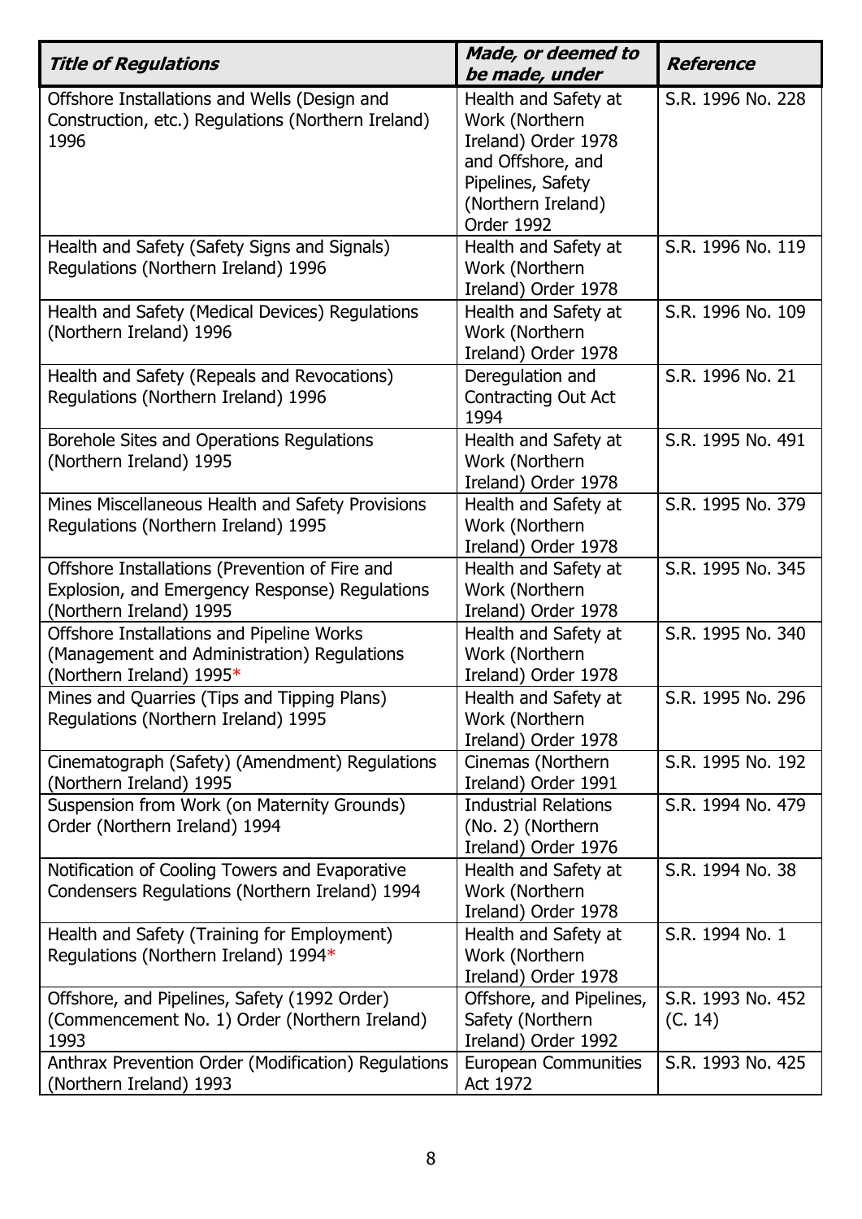| ***Title of Regulations*** | ***Made, or deemed to be made, under*** | ***Reference*** |
|---|---|---|
| Offshore Installations and Wells (Design and Construction, etc.) Regulations (Northern Ireland) 1996 | Health and Safety at Work (Northern Ireland) Order 1978 and Offshore, and Pipelines, Safety (Northern Ireland) Order 1992 | S.R. 1996 No. 228 |
| Health and Safety (Safety Signs and Signals) Regulations (Northern Ireland) 1996 | Health and Safety at Work (Northern Ireland) Order 1978 | S.R. 1996 No. 119 |
| Health and Safety (Medical Devices) Regulations (Northern Ireland) 1996 | Health and Safety at Work (Northern Ireland) Order 1978 | S.R. 1996 No. 109 |
| Health and Safety (Repeals and Revocations) Regulations (Northern Ireland) 1996 | Deregulation and Contracting Out Act 1994 | S.R. 1996 No. 21 |
| Borehole Sites and Operations Regulations (Northern Ireland) 1995 | Health and Safety at Work (Northern Ireland) Order 1978 | S.R. 1995 No. 491 |
| Mines Miscellaneous Health and Safety Provisions Regulations (Northern Ireland) 1995 | Health and Safety at Work (Northern Ireland) Order 1978 | S.R. 1995 No. 379 |
| Offshore Installations (Prevention of Fire and Explosion, and Emergency Response) Regulations (Northern Ireland) 1995 | Health and Safety at Work (Northern Ireland) Order 1978 | S.R. 1995 No. 345 |
| Offshore Installations and Pipeline Works (Management and Administration) Regulations (Northern Ireland) 1995* | Health and Safety at Work (Northern Ireland) Order 1978 | S.R. 1995 No. 340 |
| Mines and Quarries (Tips and Tipping Plans) Regulations (Northern Ireland) 1995 | Health and Safety at Work (Northern Ireland) Order 1978 | S.R. 1995 No. 296 |
| Cinematograph (Safety) (Amendment) Regulations (Northern Ireland) 1995 | Cinemas (Northern Ireland) Order 1991 | S.R. 1995 No. 192 |
| Suspension from Work (on Maternity Grounds) Order (Northern Ireland) 1994 | Industrial Relations (No. 2) (Northern Ireland) Order 1976 | S.R. 1994 No. 479 |
| Notification of Cooling Towers and Evaporative Condensers Regulations (Northern Ireland) 1994 | Health and Safety at Work (Northern Ireland) Order 1978 | S.R. 1994 No. 38 |
| Health and Safety (Training for Employment) Regulations (Northern Ireland) 1994* | Health and Safety at Work (Northern Ireland) Order 1978 | S.R. 1994 No. 1 |
| Offshore, and Pipelines, Safety (1992 Order) (Commencement No. 1) Order (Northern Ireland) 1993 | Offshore, and Pipelines, Safety (Northern Ireland) Order 1992 | S.R. 1993 No. 452 (C. 14) |
| Anthrax Prevention Order (Modification) Regulations (Northern Ireland) 1993 | European Communities Act 1972 | S.R. 1993 No. 425 |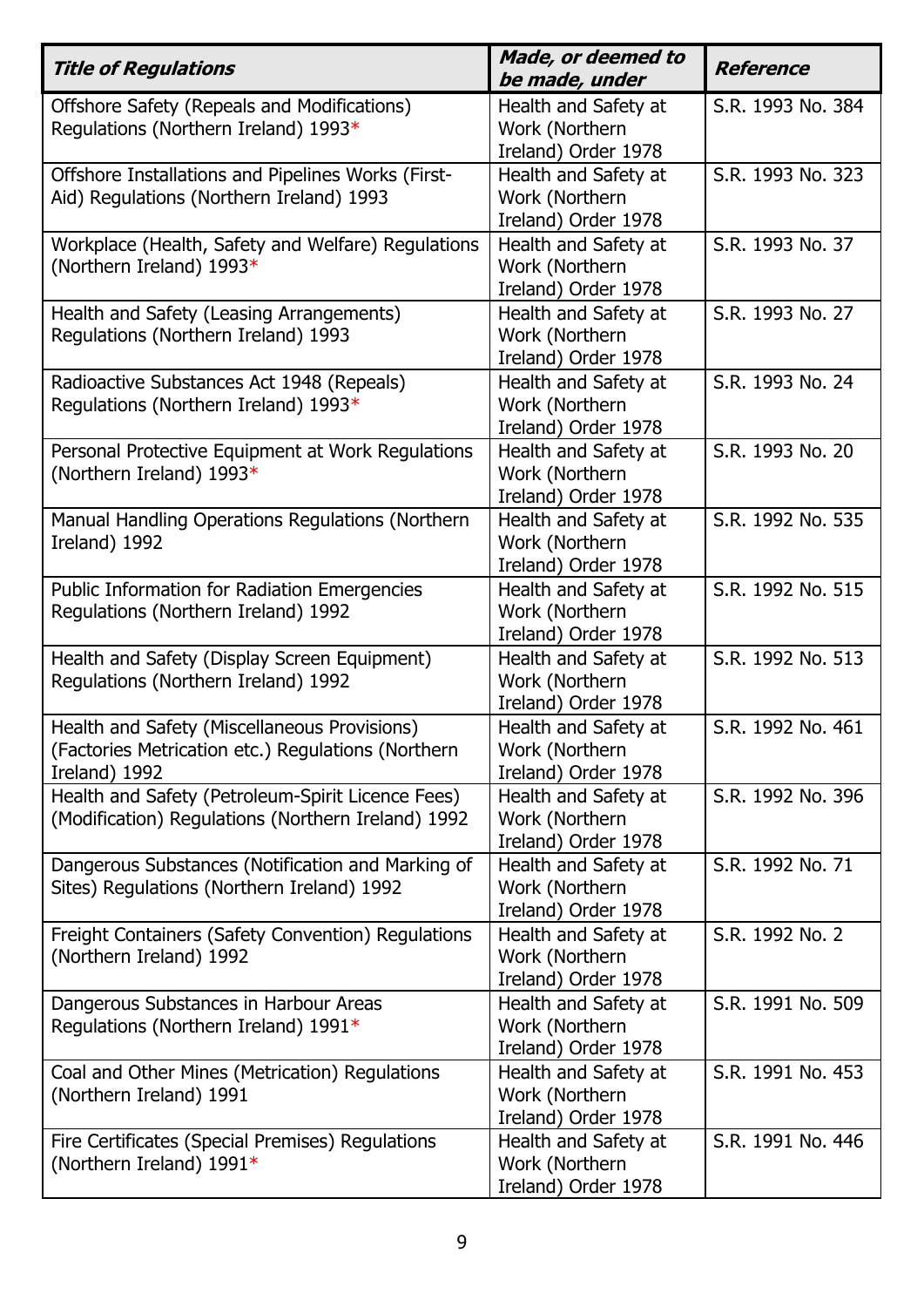| ***Title of Regulations*** | ***Made, or deemed to be made, under*** | ***Reference*** |
|---|---|---|
| Offshore Safety (Repeals and Modifications) Regulations (Northern Ireland) 1993* | Health and Safety at Work (Northern Ireland) Order 1978 | S.R. 1993 No. 384 |
| Offshore Installations and Pipelines Works (First-Aid) Regulations (Northern Ireland) 1993 | Health and Safety at Work (Northern Ireland) Order 1978 | S.R. 1993 No. 323 |
| Workplace (Health, Safety and Welfare) Regulations (Northern Ireland) 1993* | Health and Safety at Work (Northern Ireland) Order 1978 | S.R. 1993 No. 37 |
| Health and Safety (Leasing Arrangements) Regulations (Northern Ireland) 1993 | Health and Safety at Work (Northern Ireland) Order 1978 | S.R. 1993 No. 27 |
| Radioactive Substances Act 1948 (Repeals) Regulations (Northern Ireland) 1993* | Health and Safety at Work (Northern Ireland) Order 1978 | S.R. 1993 No. 24 |
| Personal Protective Equipment at Work Regulations (Northern Ireland) 1993* | Health and Safety at Work (Northern Ireland) Order 1978 | S.R. 1993 No. 20 |
| Manual Handling Operations Regulations (Northern Ireland) 1992 | Health and Safety at Work (Northern Ireland) Order 1978 | S.R. 1992 No. 535 |
| Public Information for Radiation Emergencies Regulations (Northern Ireland) 1992 | Health and Safety at Work (Northern Ireland) Order 1978 | S.R. 1992 No. 515 |
| Health and Safety (Display Screen Equipment) Regulations (Northern Ireland) 1992 | Health and Safety at Work (Northern Ireland) Order 1978 | S.R. 1992 No. 513 |
| Health and Safety (Miscellaneous Provisions) (Factories Metrication etc.) Regulations (Northern Ireland) 1992 | Health and Safety at Work (Northern Ireland) Order 1978 | S.R. 1992 No. 461 |
| Health and Safety (Petroleum-Spirit Licence Fees) (Modification) Regulations (Northern Ireland) 1992 | Health and Safety at Work (Northern Ireland) Order 1978 | S.R. 1992 No. 396 |
| Dangerous Substances (Notification and Marking of Sites) Regulations (Northern Ireland) 1992 | Health and Safety at Work (Northern Ireland) Order 1978 | S.R. 1992 No. 71 |
| Freight Containers (Safety Convention) Regulations (Northern Ireland) 1992 | Health and Safety at Work (Northern Ireland) Order 1978 | S.R. 1992 No. 2 |
| Dangerous Substances in Harbour Areas Regulations (Northern Ireland) 1991* | Health and Safety at Work (Northern Ireland) Order 1978 | S.R. 1991 No. 509 |
| Coal and Other Mines (Metrication) Regulations (Northern Ireland) 1991 | Health and Safety at Work (Northern Ireland) Order 1978 | S.R. 1991 No. 453 |
| Fire Certificates (Special Premises) Regulations (Northern Ireland) 1991* | Health and Safety at Work (Northern Ireland) Order 1978 | S.R. 1991 No. 446 |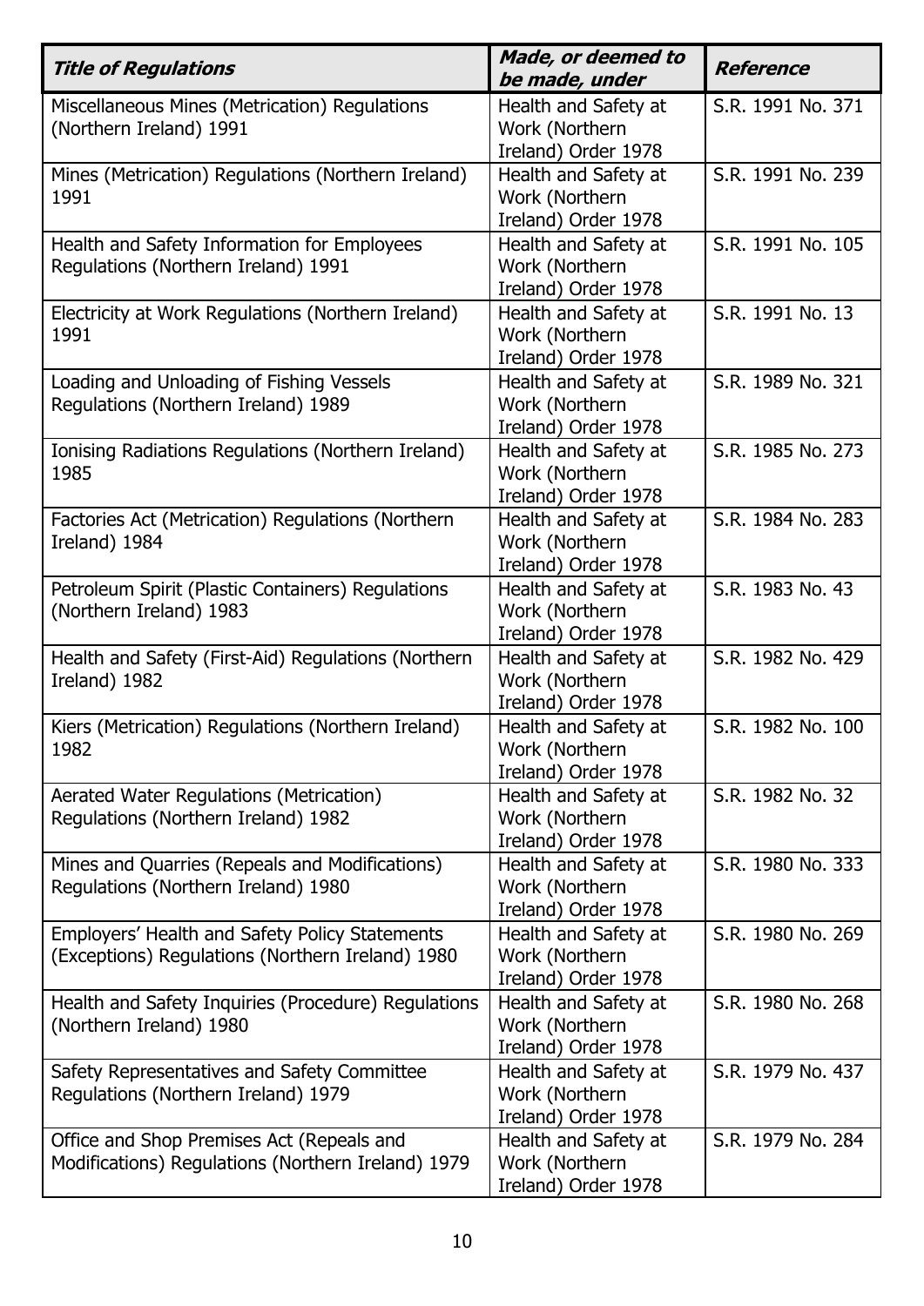| ***Title of Regulations*** | ***Made, or deemed to be made, under*** | ***Reference*** |
|---|---|---|
| Miscellaneous Mines (Metrication) Regulations (Northern Ireland) 1991 | Health and Safety at Work (Northern Ireland) Order 1978 | S.R. 1991 No. 371 |
| Mines (Metrication) Regulations (Northern Ireland) 1991 | Health and Safety at Work (Northern Ireland) Order 1978 | S.R. 1991 No. 239 |
| Health and Safety Information for Employees Regulations (Northern Ireland) 1991 | Health and Safety at Work (Northern Ireland) Order 1978 | S.R. 1991 No. 105 |
| Electricity at Work Regulations (Northern Ireland) 1991 | Health and Safety at Work (Northern Ireland) Order 1978 | S.R. 1991 No. 13 |
| Loading and Unloading of Fishing Vessels Regulations (Northern Ireland) 1989 | Health and Safety at Work (Northern Ireland) Order 1978 | S.R. 1989 No. 321 |
| Ionising Radiations Regulations (Northern Ireland) 1985 | Health and Safety at Work (Northern Ireland) Order 1978 | S.R. 1985 No. 273 |
| Factories Act (Metrication) Regulations (Northern Ireland) 1984 | Health and Safety at Work (Northern Ireland) Order 1978 | S.R. 1984 No. 283 |
| Petroleum Spirit (Plastic Containers) Regulations (Northern Ireland) 1983 | Health and Safety at Work (Northern Ireland) Order 1978 | S.R. 1983 No. 43 |
| Health and Safety (First-Aid) Regulations (Northern Ireland) 1982 | Health and Safety at Work (Northern Ireland) Order 1978 | S.R. 1982 No. 429 |
| Kiers (Metrication) Regulations (Northern Ireland) 1982 | Health and Safety at Work (Northern Ireland) Order 1978 | S.R. 1982 No. 100 |
| Aerated Water Regulations (Metrication) Regulations (Northern Ireland) 1982 | Health and Safety at Work (Northern Ireland) Order 1978 | S.R. 1982 No. 32 |
| Mines and Quarries (Repeals and Modifications) Regulations (Northern Ireland) 1980 | Health and Safety at Work (Northern Ireland) Order 1978 | S.R. 1980 No. 333 |
| Employers' Health and Safety Policy Statements (Exceptions) Regulations (Northern Ireland) 1980 | Health and Safety at Work (Northern Ireland) Order 1978 | S.R. 1980 No. 269 |
| Health and Safety Inquiries (Procedure) Regulations (Northern Ireland) 1980 | Health and Safety at Work (Northern Ireland) Order 1978 | S.R. 1980 No. 268 |
| Safety Representatives and Safety Committee Regulations (Northern Ireland) 1979 | Health and Safety at Work (Northern Ireland) Order 1978 | S.R. 1979 No. 437 |
| Office and Shop Premises Act (Repeals and Modifications) Regulations (Northern Ireland) 1979 | Health and Safety at Work (Northern Ireland) Order 1978 | S.R. 1979 No. 284 |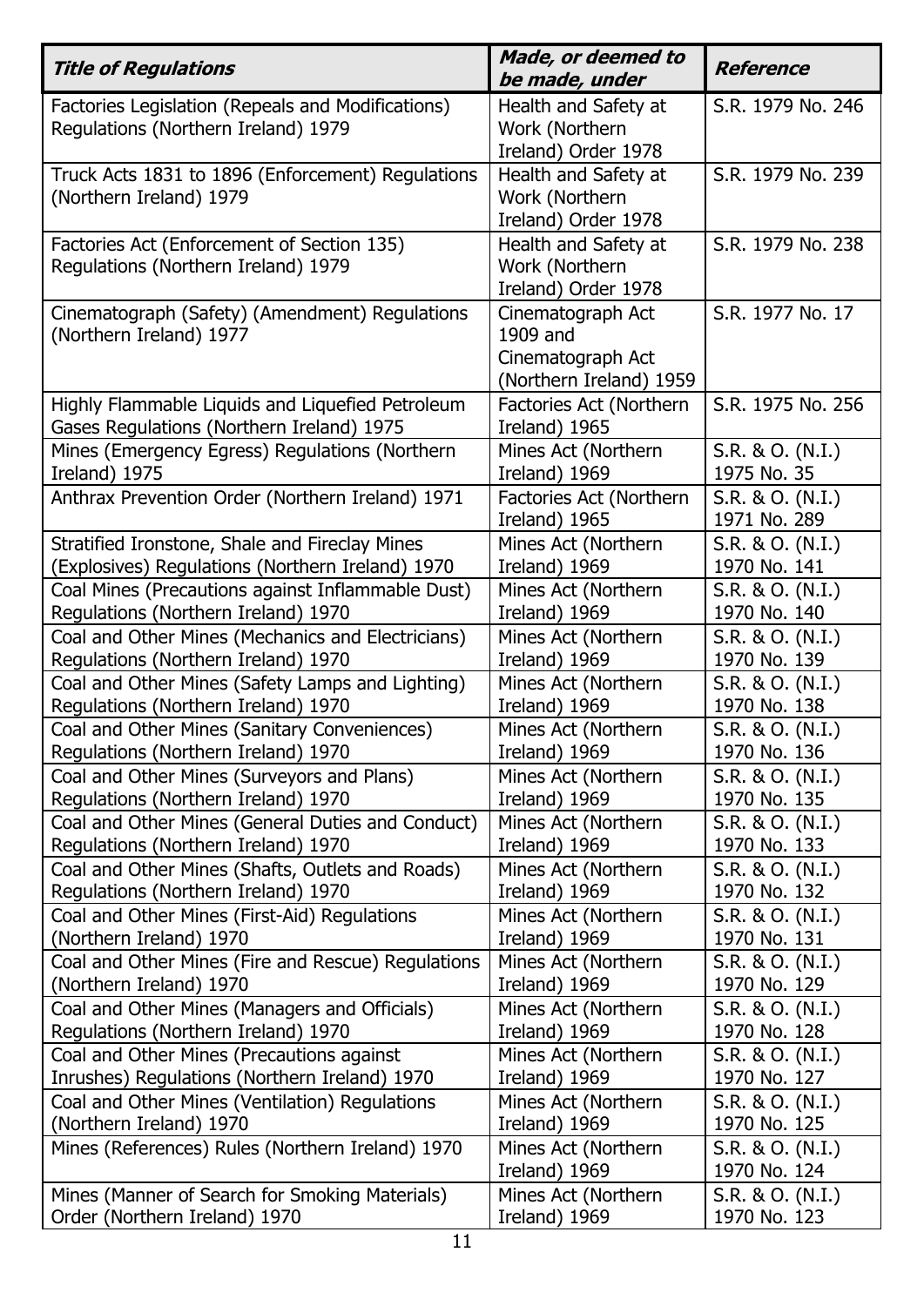| *Title of Regulations* | *Made, or deemed to be made, under* | *Reference* |
|---|---|---|
| Factories Legislation (Repeals and Modifications) Regulations (Northern Ireland) 1979 | Health and Safety at Work (Northern Ireland) Order 1978 | S.R. 1979 No. 246 |
| Truck Acts 1831 to 1896 (Enforcement) Regulations (Northern Ireland) 1979 | Health and Safety at Work (Northern Ireland) Order 1978 | S.R. 1979 No. 239 |
| Factories Act (Enforcement of Section 135) Regulations (Northern Ireland) 1979 | Health and Safety at Work (Northern Ireland) Order 1978 | S.R. 1979 No. 238 |
| Cinematograph (Safety) (Amendment) Regulations (Northern Ireland) 1977 | Cinematograph Act 1909 and Cinematograph Act (Northern Ireland) 1959 | S.R. 1977 No. 17 |
| Highly Flammable Liquids and Liquefied Petroleum Gases Regulations (Northern Ireland) 1975 | Factories Act (Northern Ireland) 1965 | S.R. 1975 No. 256 |
| Mines (Emergency Egress) Regulations (Northern Ireland) 1975 | Mines Act (Northern Ireland) 1969 | S.R. & O. (N.I.) 1975 No. 35 |
| Anthrax Prevention Order (Northern Ireland) 1971 | Factories Act (Northern Ireland) 1965 | S.R. & O. (N.I.) 1971 No. 289 |
| Stratified Ironstone, Shale and Fireclay Mines (Explosives) Regulations (Northern Ireland) 1970 | Mines Act (Northern Ireland) 1969 | S.R. & O. (N.I.) 1970 No. 141 |
| Coal Mines (Precautions against Inflammable Dust) Regulations (Northern Ireland) 1970 | Mines Act (Northern Ireland) 1969 | S.R. & O. (N.I.) 1970 No. 140 |
| Coal and Other Mines (Mechanics and Electricians) Regulations (Northern Ireland) 1970 | Mines Act (Northern Ireland) 1969 | S.R. & O. (N.I.) 1970 No. 139 |
| Coal and Other Mines (Safety Lamps and Lighting) Regulations (Northern Ireland) 1970 | Mines Act (Northern Ireland) 1969 | S.R. & O. (N.I.) 1970 No. 138 |
| Coal and Other Mines (Sanitary Conveniences) Regulations (Northern Ireland) 1970 | Mines Act (Northern Ireland) 1969 | S.R. & O. (N.I.) 1970 No. 136 |
| Coal and Other Mines (Surveyors and Plans) Regulations (Northern Ireland) 1970 | Mines Act (Northern Ireland) 1969 | S.R. & O. (N.I.) 1970 No. 135 |
| Coal and Other Mines (General Duties and Conduct) Regulations (Northern Ireland) 1970 | Mines Act (Northern Ireland) 1969 | S.R. & O. (N.I.) 1970 No. 133 |
| Coal and Other Mines (Shafts, Outlets and Roads) Regulations (Northern Ireland) 1970 | Mines Act (Northern Ireland) 1969 | S.R. & O. (N.I.) 1970 No. 132 |
| Coal and Other Mines (First-Aid) Regulations (Northern Ireland) 1970 | Mines Act (Northern Ireland) 1969 | S.R. & O. (N.I.) 1970 No. 131 |
| Coal and Other Mines (Fire and Rescue) Regulations (Northern Ireland) 1970 | Mines Act (Northern Ireland) 1969 | S.R. & O. (N.I.) 1970 No. 129 |
| Coal and Other Mines (Managers and Officials) Regulations (Northern Ireland) 1970 | Mines Act (Northern Ireland) 1969 | S.R. & O. (N.I.) 1970 No. 128 |
| Coal and Other Mines (Precautions against Inrushes) Regulations (Northern Ireland) 1970 | Mines Act (Northern Ireland) 1969 | S.R. & O. (N.I.) 1970 No. 127 |
| Coal and Other Mines (Ventilation) Regulations (Northern Ireland) 1970 | Mines Act (Northern Ireland) 1969 | S.R. & O. (N.I.) 1970 No. 125 |
| Mines (References) Rules (Northern Ireland) 1970 | Mines Act (Northern Ireland) 1969 | S.R. & O. (N.I.) 1970 No. 124 |
| Mines (Manner of Search for Smoking Materials) Order (Northern Ireland) 1970 | Mines Act (Northern Ireland) 1969 | S.R. & O. (N.I.) 1970 No. 123 |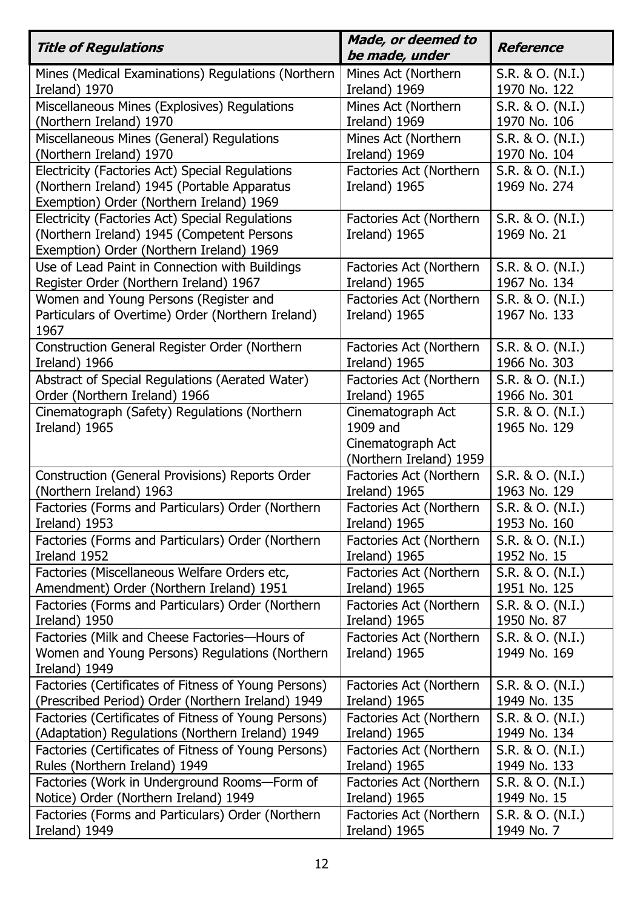| ***Title of Regulations*** | ***Made, or deemed to be made, under*** | ***Reference*** |
|---|---|---|
| Mines (Medical Examinations) Regulations (Northern Ireland) 1970 | Mines Act (Northern Ireland) 1969 | S.R. & O. (N.I.) 1970 No. 122 |
| Miscellaneous Mines (Explosives) Regulations (Northern Ireland) 1970 | Mines Act (Northern Ireland) 1969 | S.R. & O. (N.I.) 1970 No. 106 |
| Miscellaneous Mines (General) Regulations (Northern Ireland) 1970 | Mines Act (Northern Ireland) 1969 | S.R. & O. (N.I.) 1970 No. 104 |
| Electricity (Factories Act) Special Regulations (Northern Ireland) 1945 (Portable Apparatus Exemption) Order (Northern Ireland) 1969 | Factories Act (Northern Ireland) 1965 | S.R. & O. (N.I.) 1969 No. 274 |
| Electricity (Factories Act) Special Regulations (Northern Ireland) 1945 (Competent Persons Exemption) Order (Northern Ireland) 1969 | Factories Act (Northern Ireland) 1965 | S.R. & O. (N.I.) 1969 No. 21 |
| Use of Lead Paint in Connection with Buildings Register Order (Northern Ireland) 1967 | Factories Act (Northern Ireland) 1965 | S.R. & O. (N.I.) 1967 No. 134 |
| Women and Young Persons (Register and Particulars of Overtime) Order (Northern Ireland) 1967 | Factories Act (Northern Ireland) 1965 | S.R. & O. (N.I.) 1967 No. 133 |
| Construction General Register Order (Northern Ireland) 1966 | Factories Act (Northern Ireland) 1965 | S.R. & O. (N.I.) 1966 No. 303 |
| Abstract of Special Regulations (Aerated Water) Order (Northern Ireland) 1966 | Factories Act (Northern Ireland) 1965 | S.R. & O. (N.I.) 1966 No. 301 |
| Cinematograph (Safety) Regulations (Northern Ireland) 1965 | Cinematograph Act 1909 and Cinematograph Act (Northern Ireland) 1959 | S.R. & O. (N.I.) 1965 No. 129 |
| Construction (General Provisions) Reports Order (Northern Ireland) 1963 | Factories Act (Northern Ireland) 1965 | S.R. & O. (N.I.) 1963 No. 129 |
| Factories (Forms and Particulars) Order (Northern Ireland) 1953 | Factories Act (Northern Ireland) 1965 | S.R. & O. (N.I.) 1953 No. 160 |
| Factories (Forms and Particulars) Order (Northern Ireland 1952 | Factories Act (Northern Ireland) 1965 | S.R. & O. (N.I.) 1952 No. 15 |
| Factories (Miscellaneous Welfare Orders etc, Amendment) Order (Northern Ireland) 1951 | Factories Act (Northern Ireland) 1965 | S.R. & O. (N.I.) 1951 No. 125 |
| Factories (Forms and Particulars) Order (Northern Ireland) 1950 | Factories Act (Northern Ireland) 1965 | S.R. & O. (N.I.) 1950 No. 87 |
| Factories (Milk and Cheese Factories—Hours of Women and Young Persons) Regulations (Northern Ireland) 1949 | Factories Act (Northern Ireland) 1965 | S.R. & O. (N.I.) 1949 No. 169 |
| Factories (Certificates of Fitness of Young Persons) (Prescribed Period) Order (Northern Ireland) 1949 | Factories Act (Northern Ireland) 1965 | S.R. & O. (N.I.) 1949 No. 135 |
| Factories (Certificates of Fitness of Young Persons) (Adaptation) Regulations (Northern Ireland) 1949 | Factories Act (Northern Ireland) 1965 | S.R. & O. (N.I.) 1949 No. 134 |
| Factories (Certificates of Fitness of Young Persons) Rules (Northern Ireland) 1949 | Factories Act (Northern Ireland) 1965 | S.R. & O. (N.I.) 1949 No. 133 |
| Factories (Work in Underground Rooms—Form of Notice) Order (Northern Ireland) 1949 | Factories Act (Northern Ireland) 1965 | S.R. & O. (N.I.) 1949 No. 15 |
| Factories (Forms and Particulars) Order (Northern Ireland) 1949 | Factories Act (Northern Ireland) 1965 | S.R. & O. (N.I.) 1949 No. 7 |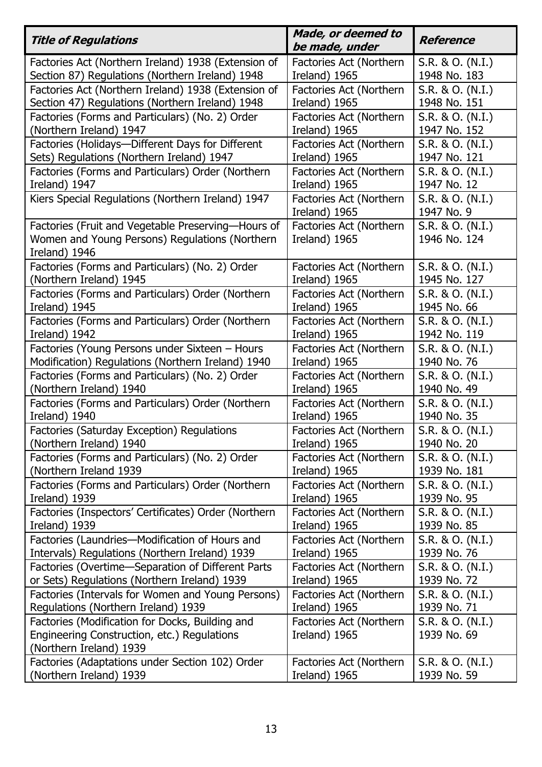| ***Title of Regulations*** | ***Made, or deemed to be made, under*** | ***Reference*** |
|---|---|---|
| Factories Act (Northern Ireland) 1938 (Extension of Section 87) Regulations (Northern Ireland) 1948 | Factories Act (Northern Ireland) 1965 | S.R. & O. (N.I.) 1948 No. 183 |
| Factories Act (Northern Ireland) 1938 (Extension of Section 47) Regulations (Northern Ireland) 1948 | Factories Act (Northern Ireland) 1965 | S.R. & O. (N.I.) 1948 No. 151 |
| Factories (Forms and Particulars) (No. 2) Order (Northern Ireland) 1947 | Factories Act (Northern Ireland) 1965 | S.R. & O. (N.I.) 1947 No. 152 |
| Factories (Holidays—Different Days for Different Sets) Regulations (Northern Ireland) 1947 | Factories Act (Northern Ireland) 1965 | S.R. & O. (N.I.) 1947 No. 121 |
| Factories (Forms and Particulars) Order (Northern Ireland) 1947 | Factories Act (Northern Ireland) 1965 | S.R. & O. (N.I.) 1947 No. 12 |
| Kiers Special Regulations (Northern Ireland) 1947 | Factories Act (Northern Ireland) 1965 | S.R. & O. (N.I.) 1947 No. 9 |
| Factories (Fruit and Vegetable Preserving—Hours of Women and Young Persons) Regulations (Northern Ireland) 1946 | Factories Act (Northern Ireland) 1965 | S.R. & O. (N.I.) 1946 No. 124 |
| Factories (Forms and Particulars) (No. 2) Order (Northern Ireland) 1945 | Factories Act (Northern Ireland) 1965 | S.R. & O. (N.I.) 1945 No. 127 |
| Factories (Forms and Particulars) Order (Northern Ireland) 1945 | Factories Act (Northern Ireland) 1965 | S.R. & O. (N.I.) 1945 No. 66 |
| Factories (Forms and Particulars) Order (Northern Ireland) 1942 | Factories Act (Northern Ireland) 1965 | S.R. & O. (N.I.) 1942 No. 119 |
| Factories (Young Persons under Sixteen – Hours Modification) Regulations (Northern Ireland) 1940 | Factories Act (Northern Ireland) 1965 | S.R. & O. (N.I.) 1940 No. 76 |
| Factories (Forms and Particulars) (No. 2) Order (Northern Ireland) 1940 | Factories Act (Northern Ireland) 1965 | S.R. & O. (N.I.) 1940 No. 49 |
| Factories (Forms and Particulars) Order (Northern Ireland) 1940 | Factories Act (Northern Ireland) 1965 | S.R. & O. (N.I.) 1940 No. 35 |
| Factories (Saturday Exception) Regulations (Northern Ireland) 1940 | Factories Act (Northern Ireland) 1965 | S.R. & O. (N.I.) 1940 No. 20 |
| Factories (Forms and Particulars) (No. 2) Order (Northern Ireland 1939 | Factories Act (Northern Ireland) 1965 | S.R. & O. (N.I.) 1939 No. 181 |
| Factories (Forms and Particulars) Order (Northern Ireland) 1939 | Factories Act (Northern Ireland) 1965 | S.R. & O. (N.I.) 1939 No. 95 |
| Factories (Inspectors' Certificates) Order (Northern Ireland) 1939 | Factories Act (Northern Ireland) 1965 | S.R. & O. (N.I.) 1939 No. 85 |
| Factories (Laundries—Modification of Hours and Intervals) Regulations (Northern Ireland) 1939 | Factories Act (Northern Ireland) 1965 | S.R. & O. (N.I.) 1939 No. 76 |
| Factories (Overtime—Separation of Different Parts or Sets) Regulations (Northern Ireland) 1939 | Factories Act (Northern Ireland) 1965 | S.R. & O. (N.I.) 1939 No. 72 |
| Factories (Intervals for Women and Young Persons) Regulations (Northern Ireland) 1939 | Factories Act (Northern Ireland) 1965 | S.R. & O. (N.I.) 1939 No. 71 |
| Factories (Modification for Docks, Building and Engineering Construction, etc.) Regulations (Northern Ireland) 1939 | Factories Act (Northern Ireland) 1965 | S.R. & O. (N.I.) 1939 No. 69 |
| Factories (Adaptations under Section 102) Order (Northern Ireland) 1939 | Factories Act (Northern Ireland) 1965 | S.R. & O. (N.I.) 1939 No. 59 |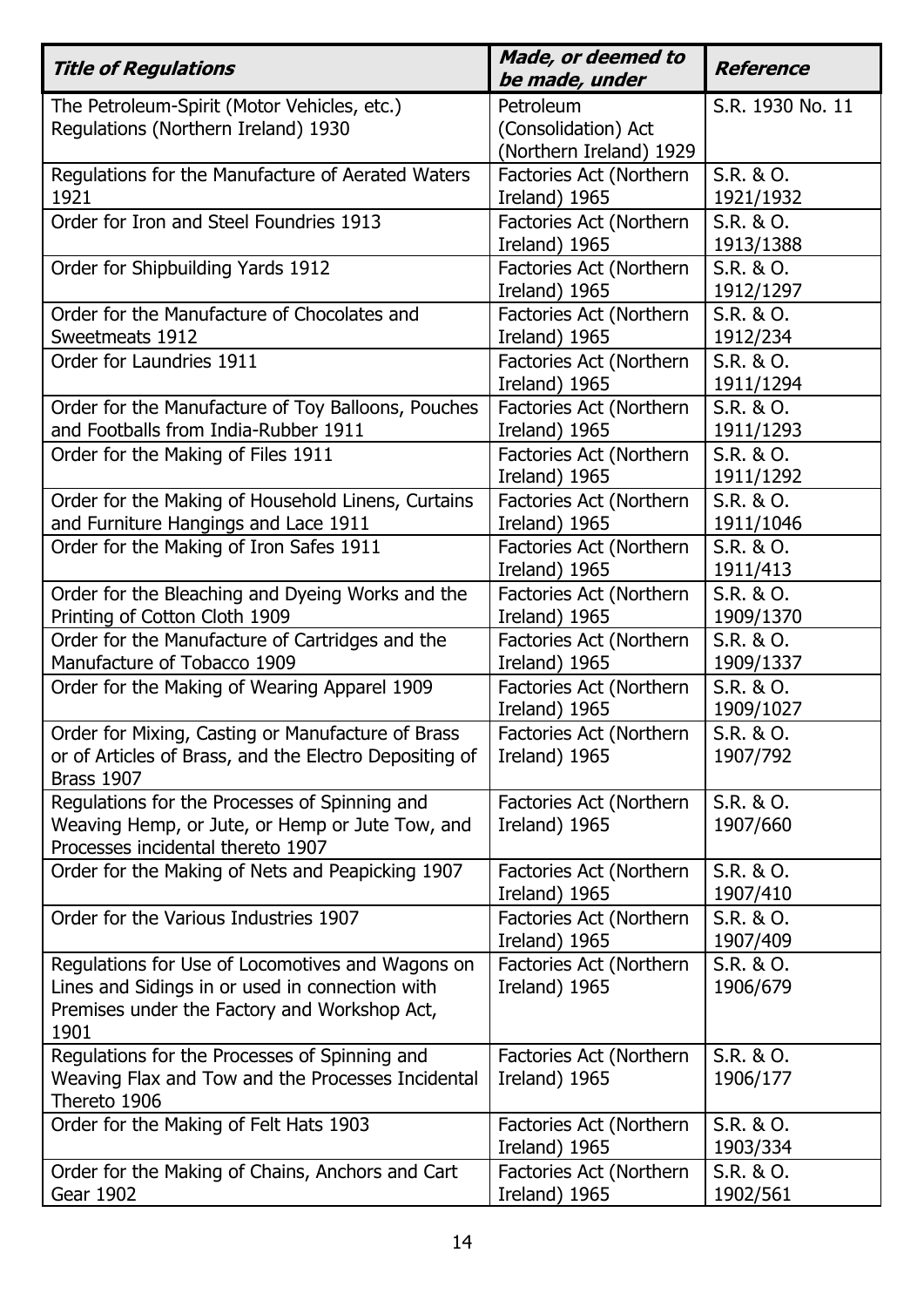| ***Title of Regulations*** | ***Made, or deemed to be made, under*** | ***Reference*** |
|---|---|---|
| The Petroleum-Spirit (Motor Vehicles, etc.) Regulations (Northern Ireland) 1930 | Petroleum (Consolidation) Act (Northern Ireland) 1929 | S.R. 1930 No. 11 |
| Regulations for the Manufacture of Aerated Waters 1921 | Factories Act (Northern Ireland) 1965 | S.R. & O. 1921/1932 |
| Order for Iron and Steel Foundries 1913 | Factories Act (Northern Ireland) 1965 | S.R. & O. 1913/1388 |
| Order for Shipbuilding Yards 1912 | Factories Act (Northern Ireland) 1965 | S.R. & O. 1912/1297 |
| Order for the Manufacture of Chocolates and Sweetmeats 1912 | Factories Act (Northern Ireland) 1965 | S.R. & O. 1912/234 |
| Order for Laundries 1911 | Factories Act (Northern Ireland) 1965 | S.R. & O. 1911/1294 |
| Order for the Manufacture of Toy Balloons, Pouches and Footballs from India-Rubber 1911 | Factories Act (Northern Ireland) 1965 | S.R. & O. 1911/1293 |
| Order for the Making of Files 1911 | Factories Act (Northern Ireland) 1965 | S.R. & O. 1911/1292 |
| Order for the Making of Household Linens, Curtains and Furniture Hangings and Lace 1911 | Factories Act (Northern Ireland) 1965 | S.R. & O. 1911/1046 |
| Order for the Making of Iron Safes 1911 | Factories Act (Northern Ireland) 1965 | S.R. & O. 1911/413 |
| Order for the Bleaching and Dyeing Works and the Printing of Cotton Cloth 1909 | Factories Act (Northern Ireland) 1965 | S.R. & O. 1909/1370 |
| Order for the Manufacture of Cartridges and the Manufacture of Tobacco 1909 | Factories Act (Northern Ireland) 1965 | S.R. & O. 1909/1337 |
| Order for the Making of Wearing Apparel 1909 | Factories Act (Northern Ireland) 1965 | S.R. & O. 1909/1027 |
| Order for Mixing, Casting or Manufacture of Brass or of Articles of Brass, and the Electro Depositing of Brass 1907 | Factories Act (Northern Ireland) 1965 | S.R. & O. 1907/792 |
| Regulations for the Processes of Spinning and Weaving Hemp, or Jute, or Hemp or Jute Tow, and Processes incidental thereto 1907 | Factories Act (Northern Ireland) 1965 | S.R. & O. 1907/660 |
| Order for the Making of Nets and Peapicking 1907 | Factories Act (Northern Ireland) 1965 | S.R. & O. 1907/410 |
| Order for the Various Industries 1907 | Factories Act (Northern Ireland) 1965 | S.R. & O. 1907/409 |
| Regulations for Use of Locomotives and Wagons on Lines and Sidings in or used in connection with Premises under the Factory and Workshop Act, 1901 | Factories Act (Northern Ireland) 1965 | S.R. & O. 1906/679 |
| Regulations for the Processes of Spinning and Weaving Flax and Tow and the Processes Incidental Thereto 1906 | Factories Act (Northern Ireland) 1965 | S.R. & O. 1906/177 |
| Order for the Making of Felt Hats 1903 | Factories Act (Northern Ireland) 1965 | S.R. & O. 1903/334 |
| Order for the Making of Chains, Anchors and Cart Gear 1902 | Factories Act (Northern Ireland) 1965 | S.R. & O. 1902/561 |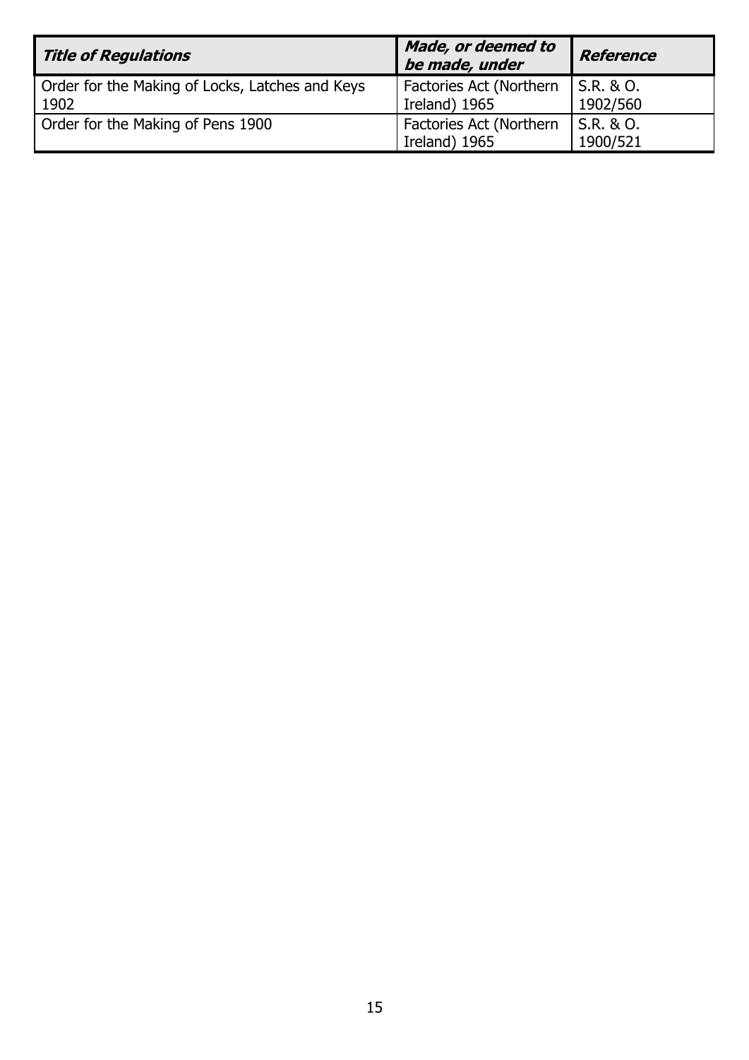| *Title of Regulations* | *Made, or deemed to be made, under* | *Reference* |
|---|---|---|
| Order for the Making of Locks, Latches and Keys 1902 | Factories Act (Northern Ireland) 1965 | S.R. & O. 1902/560 |
| Order for the Making of Pens 1900 | Factories Act (Northern Ireland) 1965 | S.R. & O. 1900/521 |